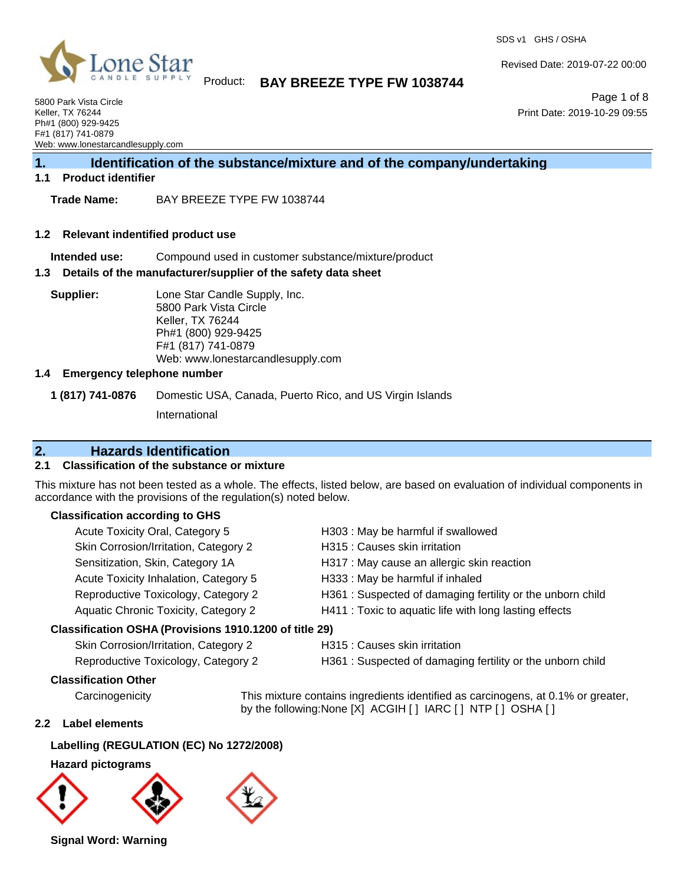Product: **BAY BREEZE TYPE FW 1038744**

SDS v1 GHS / OSHA

Revised Date: 2019-07-22 00:00

Print Date: 2019-10-29 09:55

5800 Park Vista Circle
Keller, TX 76244
Ph#1 (800) 929-9425
F#1 (817) 741-0879
Web: www.lonestarcandlesupply.com

## 1. Identification of the substance/mixture and of the company/undertaking

### 1.1 Product identifier

**Trade Name:** BAY BREEZE TYPE FW 1038744

### 1.2 Relevant indentified product use

**Intended use:** Compound used in customer substance/mixture/product

### 1.3 Details of the manufacturer/supplier of the safety data sheet

**Supplier:** Lone Star Candle Supply, Inc.
5800 Park Vista Circle
Keller, TX 76244
Ph#1 (800) 929-9425
F#1 (817) 741-0879
Web: www.lonestarcandlesupply.com

### 1.4 Emergency telephone number

**1 (817) 741-0876** Domestic USA, Canada, Puerto Rico, and US Virgin Islands

International

## 2. Hazards Identification

### 2.1 Classification of the substance or mixture

This mixture has not been tested as a whole. The effects, listed below, are based on evaluation of individual components in accordance with the provisions of the regulation(s) noted below.

**Classification according to GHS**

| | |
|---|---|
| Acute Toxicity Oral, Category 5 | H303 : May be harmful if swallowed |
| Skin Corrosion/Irritation, Category 2 | H315 : Causes skin irritation |
| Sensitization, Skin, Category 1A | H317 : May cause an allergic skin reaction |
| Acute Toxicity Inhalation, Category 5 | H333 : May be harmful if inhaled |
| Reproductive Toxicology, Category 2 | H361 : Suspected of damaging fertility or the unborn child |
| Aquatic Chronic Toxicity, Category 2 | H411 : Toxic to aquatic life with long lasting effects |

**Classification OSHA (Provisions 1910.1200 of title 29)**

| | |
|---|---|
| Skin Corrosion/Irritation, Category 2 | H315 : Causes skin irritation |
| Reproductive Toxicology, Category 2 | H361 : Suspected of damaging fertility or the unborn child |

**Classification Other**

Carcinogenicity — This mixture contains ingredients identified as carcinogens, at 0.1% or greater, by the following:None [X] ACGIH [ ] IARC [ ] NTP [ ] OSHA [ ]

### 2.2 Label elements

**Labelling (REGULATION (EC) No 1272/2008)**

**Hazard pictograms**

**Signal Word: Warning**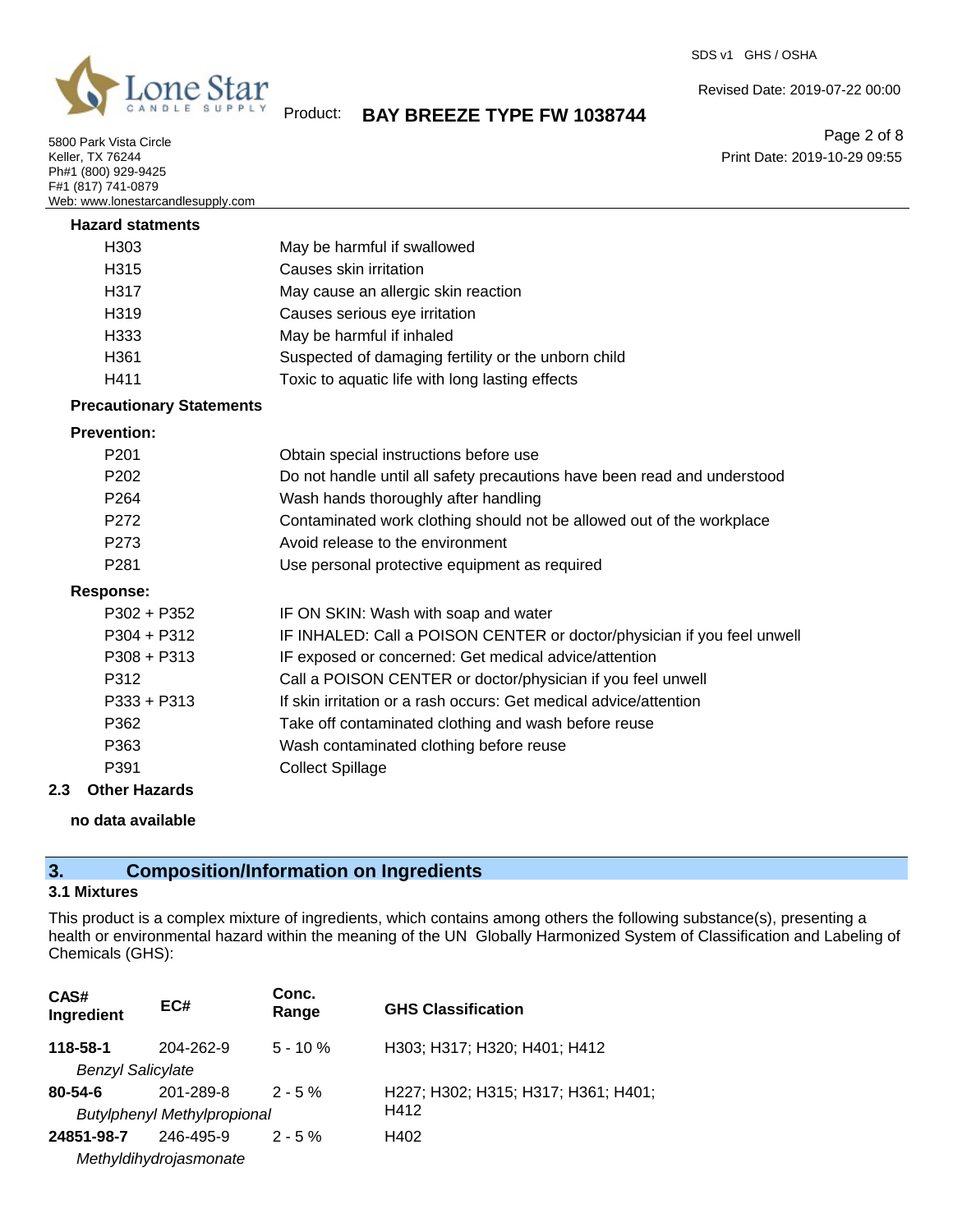**Hazard statments**

| | |
|---|---|
| H303 | May be harmful if swallowed |
| H315 | Causes skin irritation |
| H317 | May cause an allergic skin reaction |
| H319 | Causes serious eye irritation |
| H333 | May be harmful if inhaled |
| H361 | Suspected of damaging fertility or the unborn child |
| H411 | Toxic to aquatic life with long lasting effects |

**Precautionary Statements**

**Prevention:**

| | |
|---|---|
| P201 | Obtain special instructions before use |
| P202 | Do not handle until all safety precautions have been read and understood |
| P264 | Wash hands thoroughly after handling |
| P272 | Contaminated work clothing should not be allowed out of the workplace |
| P273 | Avoid release to the environment |
| P281 | Use personal protective equipment as required |

**Response:**

| | |
|---|---|
| P302 + P352 | IF ON SKIN: Wash with soap and water |
| P304 + P312 | IF INHALED: Call a POISON CENTER or doctor/physician if you feel unwell |
| P308 + P313 | IF exposed or concerned: Get medical advice/attention |
| P312 | Call a POISON CENTER or doctor/physician if you feel unwell |
| P333 + P313 | If skin irritation or a rash occurs: Get medical advice/attention |
| P362 | Take off contaminated clothing and wash before reuse |
| P363 | Wash contaminated clothing before reuse |
| P391 | Collect Spillage |

**2.3 Other Hazards**

**no data available**

## 3. Composition/Information on Ingredients

### 3.1 Mixtures

This product is a complex mixture of ingredients, which contains among others the following substance(s), presenting a health or environmental hazard within the meaning of the UN Globally Harmonized System of Classification and Labeling of Chemicals (GHS):

| CAS# Ingredient | EC# | Conc. Range | GHS Classification |
|---|---|---|---|
| **118-58-1** *Benzyl Salicylate* | 204-262-9 | 5 - 10 % | H303; H317; H320; H401; H412 |
| **80-54-6** *Butylphenyl Methylpropional* | 201-289-8 | 2 - 5 % | H227; H302; H315; H317; H361; H401; H412 |
| **24851-98-7** *Methyldihydrojasmonate* | 246-495-9 | 2 - 5 % | H402 |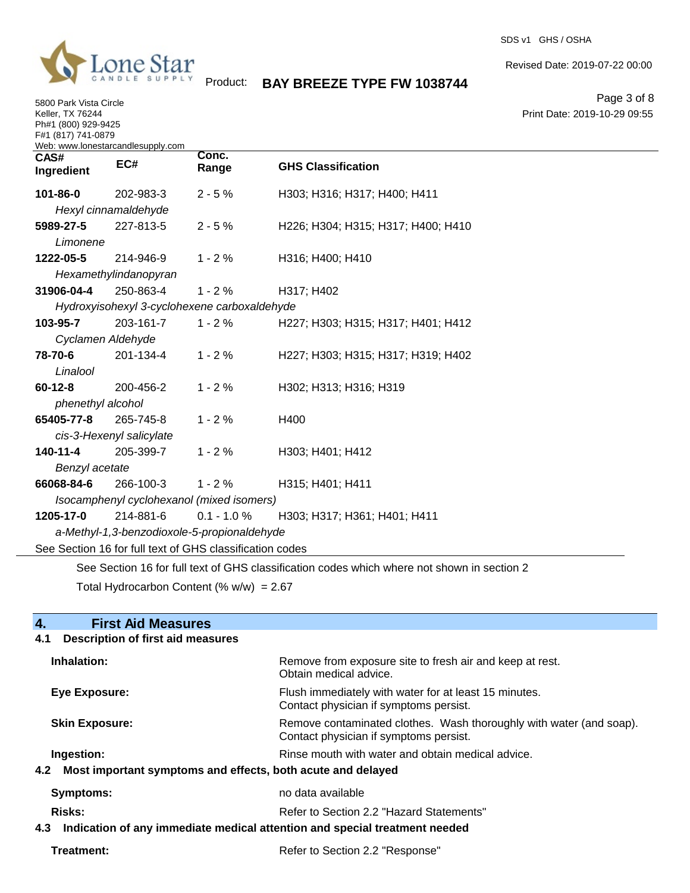| CAS# Ingredient | EC# | Conc. Range | GHS Classification |
|---|---|---|---|
| **101-86-0** | 202-983-3 | 2 - 5 % | H303; H316; H317; H400; H411 |
| *Hexyl cinnamaldehyde* | | | |
| **5989-27-5** | 227-813-5 | 2 - 5 % | H226; H304; H315; H317; H400; H410 |
| *Limonene* | | | |
| **1222-05-5** | 214-946-9 | 1 - 2 % | H316; H400; H410 |
| *Hexamethylindanopyran* | | | |
| **31906-04-4** | 250-863-4 | 1 - 2 % | H317; H402 |
| *Hydroxyisohexyl 3-cyclohexene carboxaldehyde* | | | |
| **103-95-7** | 203-161-7 | 1 - 2 % | H227; H303; H315; H317; H401; H412 |
| *Cyclamen Aldehyde* | | | |
| **78-70-6** | 201-134-4 | 1 - 2 % | H227; H303; H315; H317; H319; H402 |
| *Linalool* | | | |
| **60-12-8** | 200-456-2 | 1 - 2 % | H302; H313; H316; H319 |
| *phenethyl alcohol* | | | |
| **65405-77-8** | 265-745-8 | 1 - 2 % | H400 |
| *cis-3-Hexenyl salicylate* | | | |
| **140-11-4** | 205-399-7 | 1 - 2 % | H303; H401; H412 |
| *Benzyl acetate* | | | |
| **66068-84-6** | 266-100-3 | 1 - 2 % | H315; H401; H411 |
| *Isocamphenyl cyclohexanol (mixed isomers)* | | | |
| **1205-17-0** | 214-881-6 | 0.1 - 1.0 % | H303; H317; H361; H401; H411 |
| *a-Methyl-1,3-benzodioxole-5-propionaldehyde* | | | |

See Section 16 for full text of GHS classification codes

See Section 16 for full text of GHS classification codes which where not shown in section 2

Total Hydrocarbon Content (% w/w) = 2.67

## 4. First Aid Measures

### 4.1 Description of first aid measures

**Inhalation:** Remove from exposure site to fresh air and keep at rest. Obtain medical advice.

**Eye Exposure:** Flush immediately with water for at least 15 minutes. Contact physician if symptoms persist.

**Skin Exposure:** Remove contaminated clothes. Wash thoroughly with water (and soap). Contact physician if symptoms persist.

**Ingestion:** Rinse mouth with water and obtain medical advice.

### 4.2 Most important symptoms and effects, both acute and delayed

**Symptoms:** no data available

**Risks:** Refer to Section 2.2 "Hazard Statements"

### 4.3 Indication of any immediate medical attention and special treatment needed

**Treatment:** Refer to Section 2.2 "Response"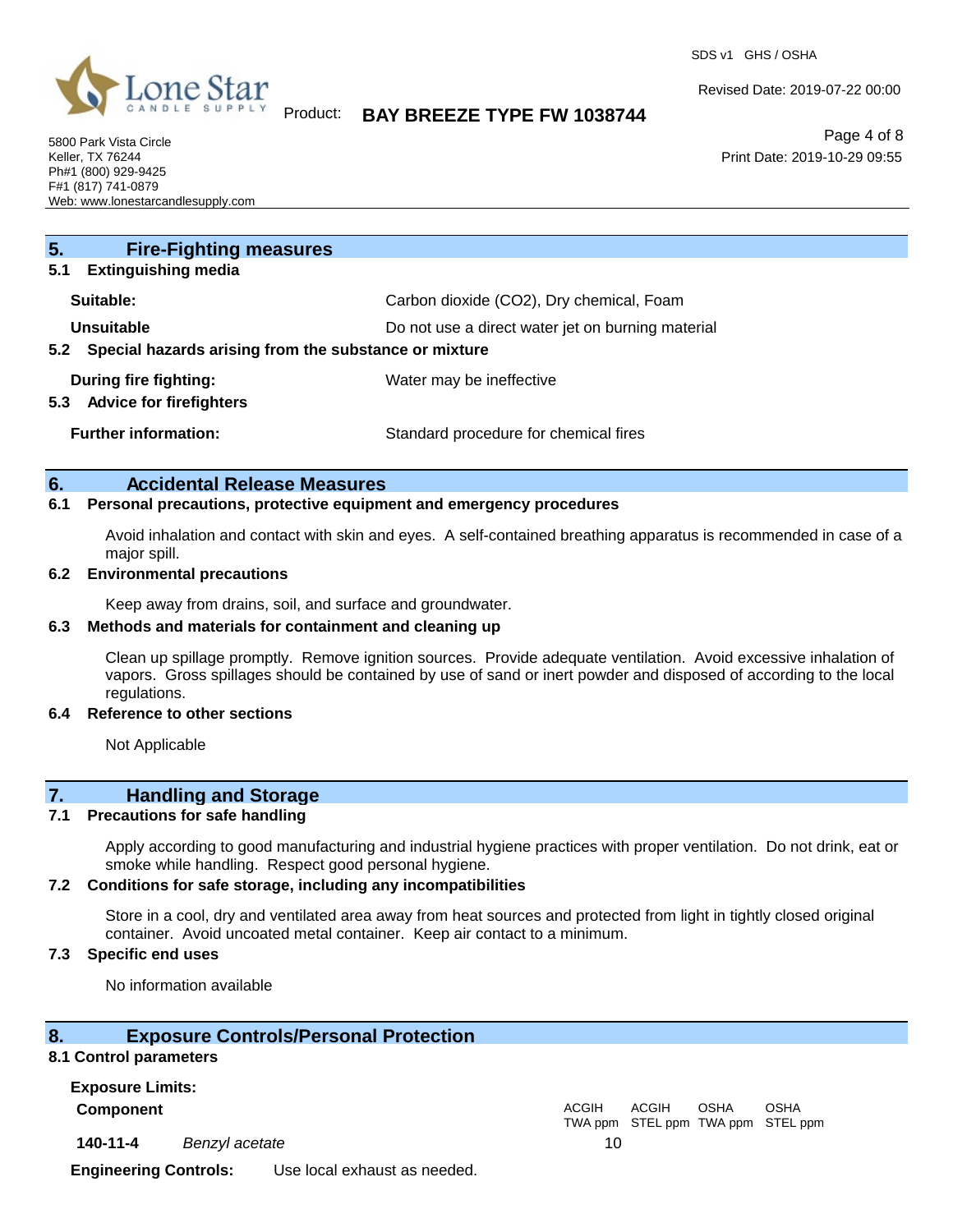## 5. Fire-Fighting measures

### 5.1 Extinguishing media

**Suitable:** Carbon dioxide ($CO_2$), Dry chemical, Foam

**Unsuitable** Do not use a direct water jet on burning material

### 5.2 Special hazards arising from the substance or mixture

**During fire fighting:** Water may be ineffective

### 5.3 Advice for firefighters

**Further information:** Standard procedure for chemical fires

## 6. Accidental Release Measures

### 6.1 Personal precautions, protective equipment and emergency procedures

Avoid inhalation and contact with skin and eyes. A self-contained breathing apparatus is recommended in case of a major spill.

### 6.2 Environmental precautions

Keep away from drains, soil, and surface and groundwater.

### 6.3 Methods and materials for containment and cleaning up

Clean up spillage promptly. Remove ignition sources. Provide adequate ventilation. Avoid excessive inhalation of vapors. Gross spillages should be contained by use of sand or inert powder and disposed of according to the local regulations.

### 6.4 Reference to other sections

Not Applicable

## 7. Handling and Storage

### 7.1 Precautions for safe handling

Apply according to good manufacturing and industrial hygiene practices with proper ventilation. Do not drink, eat or smoke while handling. Respect good personal hygiene.

### 7.2 Conditions for safe storage, including any incompatibilities

Store in a cool, dry and ventilated area away from heat sources and protected from light in tightly closed original container. Avoid uncoated metal container. Keep air contact to a minimum.

### 7.3 Specific end uses

No information available

## 8. Exposure Controls/Personal Protection

### 8.1 Control parameters

**Exposure Limits:**

| **Component** | | ACGIH TWA ppm | ACGIH STEL ppm | OSHA TWA ppm | OSHA STEL ppm |
|---|---|---|---|---|---|
| **140-11-4** | *Benzyl acetate* | 10 | | | |

**Engineering Controls:** Use local exhaust as needed.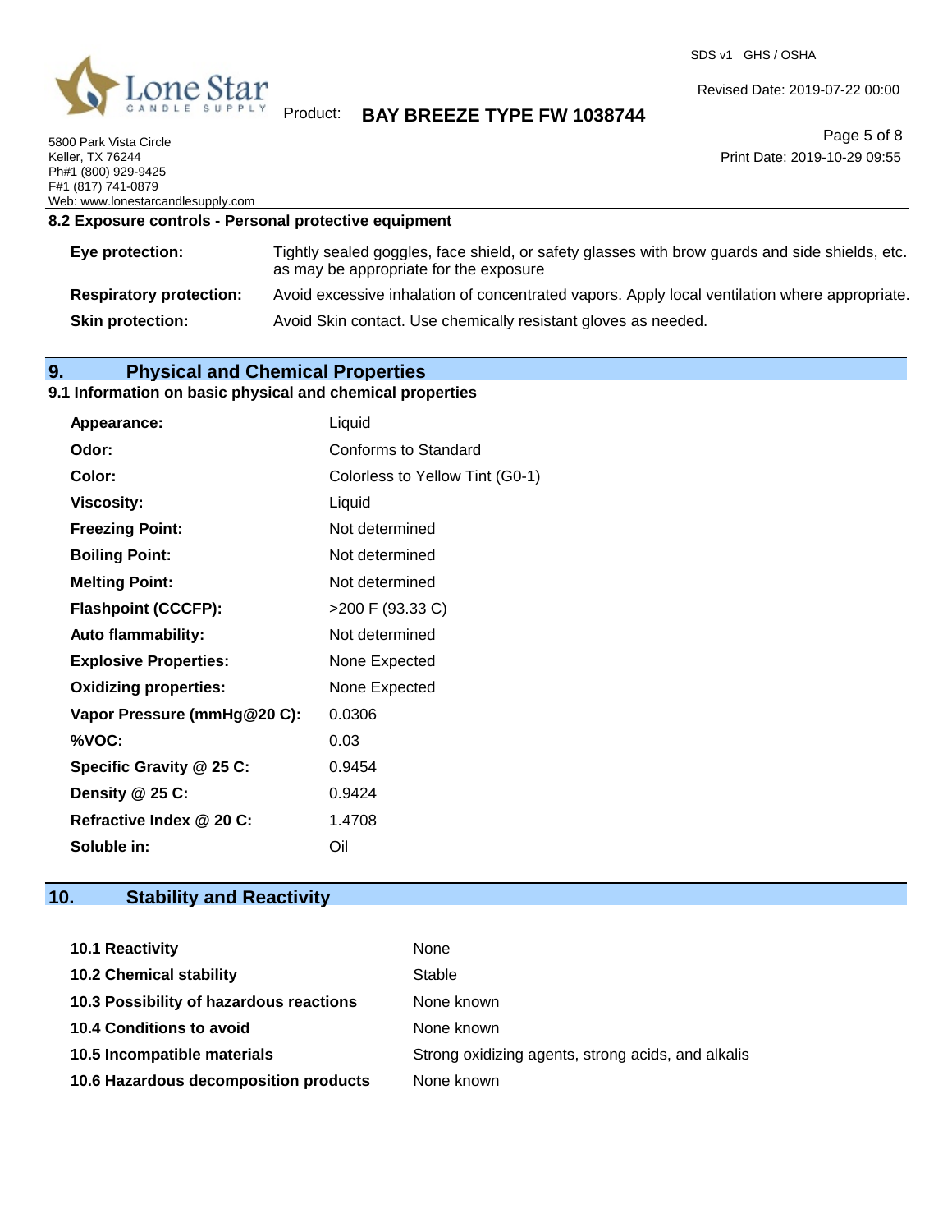### 8.2 Exposure controls - Personal protective equipment

| | |
|---|---|
| **Eye protection:** | Tightly sealed goggles, face shield, or safety glasses with brow guards and side shields, etc. as may be appropriate for the exposure |
| **Respiratory protection:** | Avoid excessive inhalation of concentrated vapors. Apply local ventilation where appropriate. |
| **Skin protection:** | Avoid Skin contact. Use chemically resistant gloves as needed. |

## 9. Physical and Chemical Properties

### 9.1 Information on basic physical and chemical properties

| | |
|---|---|
| **Appearance:** | Liquid |
| **Odor:** | Conforms to Standard |
| **Color:** | Colorless to Yellow Tint (G0-1) |
| **Viscosity:** | Liquid |
| **Freezing Point:** | Not determined |
| **Boiling Point:** | Not determined |
| **Melting Point:** | Not determined |
| **Flashpoint (CCCFP):** | >200 F (93.33 C) |
| **Auto flammability:** | Not determined |
| **Explosive Properties:** | None Expected |
| **Oxidizing properties:** | None Expected |
| **Vapor Pressure (mmHg@20 C):** | 0.0306 |
| **%VOC:** | 0.03 |
| **Specific Gravity @ 25 C:** | 0.9454 |
| **Density @ 25 C:** | 0.9424 |
| **Refractive Index @ 20 C:** | 1.4708 |
| **Soluble in:** | Oil |

## 10. Stability and Reactivity

| | |
|---|---|
| **10.1 Reactivity** | None |
| **10.2 Chemical stability** | Stable |
| **10.3 Possibility of hazardous reactions** | None known |
| **10.4 Conditions to avoid** | None known |
| **10.5 Incompatible materials** | Strong oxidizing agents, strong acids, and alkalis |
| **10.6 Hazardous decomposition products** | None known |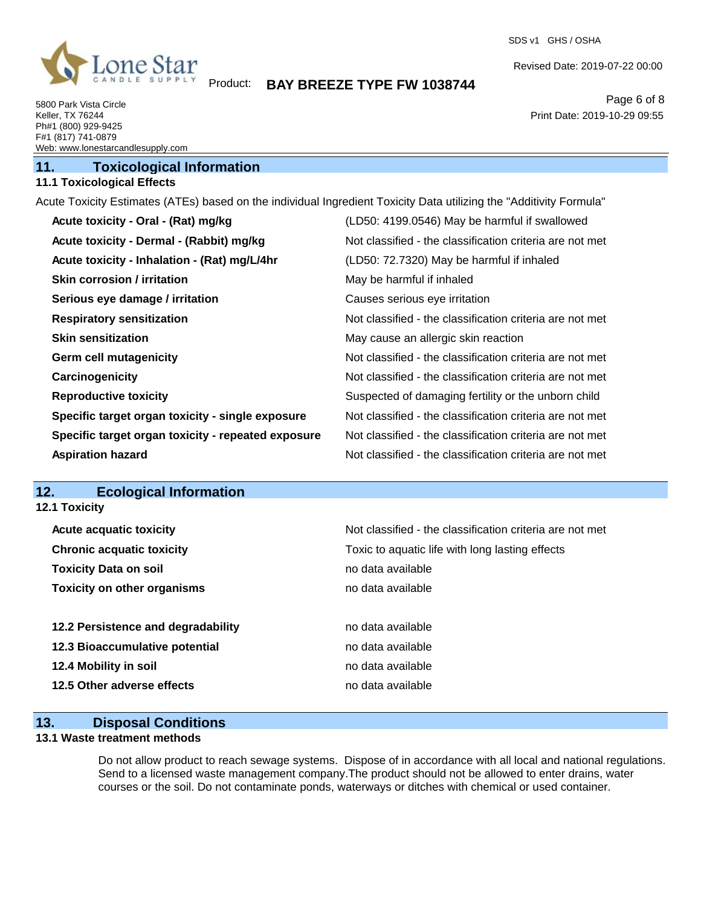## 11. Toxicological Information

### 11.1 Toxicological Effects

Acute Toxicity Estimates (ATEs) based on the individual Ingredient Toxicity Data utilizing the "Additivity Formula"

| | |
|---|---|
| **Acute toxicity - Oral - (Rat) mg/kg** | (LD50: 4199.0546) May be harmful if swallowed |
| **Acute toxicity - Dermal - (Rabbit) mg/kg** | Not classified - the classification criteria are not met |
| **Acute toxicity - Inhalation - (Rat) mg/L/4hr** | (LD50: 72.7320) May be harmful if inhaled |
| **Skin corrosion / irritation** | May be harmful if inhaled |
| **Serious eye damage / irritation** | Causes serious eye irritation |
| **Respiratory sensitization** | Not classified - the classification criteria are not met |
| **Skin sensitization** | May cause an allergic skin reaction |
| **Germ cell mutagenicity** | Not classified - the classification criteria are not met |
| **Carcinogenicity** | Not classified - the classification criteria are not met |
| **Reproductive toxicity** | Suspected of damaging fertility or the unborn child |
| **Specific target organ toxicity - single exposure** | Not classified - the classification criteria are not met |
| **Specific target organ toxicity - repeated exposure** | Not classified - the classification criteria are not met |
| **Aspiration hazard** | Not classified - the classification criteria are not met |

## 12. Ecological Information

### 12.1 Toxicity

| | |
|---|---|
| **Acute acquatic toxicity** | Not classified - the classification criteria are not met |
| **Chronic acquatic toxicity** | Toxic to aquatic life with long lasting effects |
| **Toxicity Data on soil** | no data available |
| **Toxicity on other organisms** | no data available |

| | |
|---|---|
| **12.2 Persistence and degradability** | no data available |
| **12.3 Bioaccumulative potential** | no data available |
| **12.4 Mobility in soil** | no data available |
| **12.5 Other adverse effects** | no data available |

## 13. Disposal Conditions

### 13.1 Waste treatment methods

Do not allow product to reach sewage systems. Dispose of in accordance with all local and national regulations. Send to a licensed waste management company.The product should not be allowed to enter drains, water courses or the soil. Do not contaminate ponds, waterways or ditches with chemical or used container.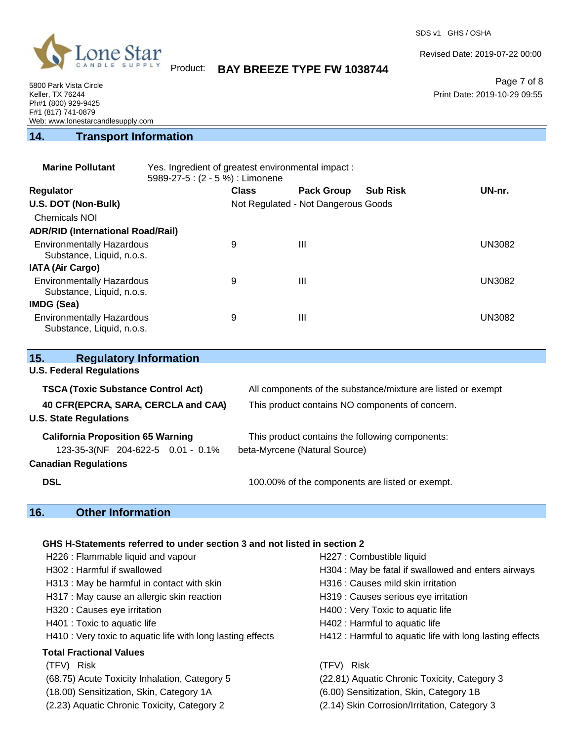## 14. Transport Information

**Marine Pollutant** Yes. Ingredient of greatest environmental impact : 5989-27-5 : (2 - 5 %) : Limonene

| Regulator | Class | Pack Group | Sub Risk | UN-nr. |
|---|---|---|---|---|
| **U.S. DOT (Non-Bulk)** | Not Regulated - Not Dangerous Goods | | | |
| Chemicals NOI | | | | |
| **ADR/RID (International Road/Rail)** | | | | |
| Environmentally Hazardous Substance, Liquid, n.o.s. | 9 | III | | UN3082 |
| **IATA (Air Cargo)** | | | | |
| Environmentally Hazardous Substance, Liquid, n.o.s. | 9 | III | | UN3082 |
| **IMDG (Sea)** | | | | |
| Environmentally Hazardous Substance, Liquid, n.o.s. | 9 | III | | UN3082 |

## 15. Regulatory Information

**U.S. Federal Regulations**

**TSCA (Toxic Substance Control Act)** All components of the substance/mixture are listed or exempt

**40 CFR(EPCRA, SARA, CERCLA and CAA)** This product contains NO components of concern.

**U.S. State Regulations**

**California Proposition 65 Warning** This product contains the following components:

123-35-3(NF 204-622-5 0.01 - 0.1% beta-Myrcene (Natural Source)

**Canadian Regulations**

**DSL** 100.00% of the components are listed or exempt.

## 16. Other Information

**GHS H-Statements referred to under section 3 and not listed in section 2**

H226 : Flammable liquid and vapour
H227 : Combustible liquid
H302 : Harmful if swallowed
H304 : May be fatal if swallowed and enters airways
H313 : May be harmful in contact with skin
H316 : Causes mild skin irritation
H317 : May cause an allergic skin reaction
H319 : Causes serious eye irritation
H320 : Causes eye irritation
H400 : Very Toxic to aquatic life
H401 : Toxic to aquatic life
H402 : Harmful to aquatic life
H410 : Very toxic to aquatic life with long lasting effects
H412 : Harmful to aquatic life with long lasting effects

**Total Fractional Values**

| (TFV) Risk | (TFV) Risk |
|---|---|
| (68.75) Acute Toxicity Inhalation, Category 5 | (22.81) Aquatic Chronic Toxicity, Category 3 |
| (18.00) Sensitization, Skin, Category 1A | (6.00) Sensitization, Skin, Category 1B |
| (2.23) Aquatic Chronic Toxicity, Category 2 | (2.14) Skin Corrosion/Irritation, Category 3 |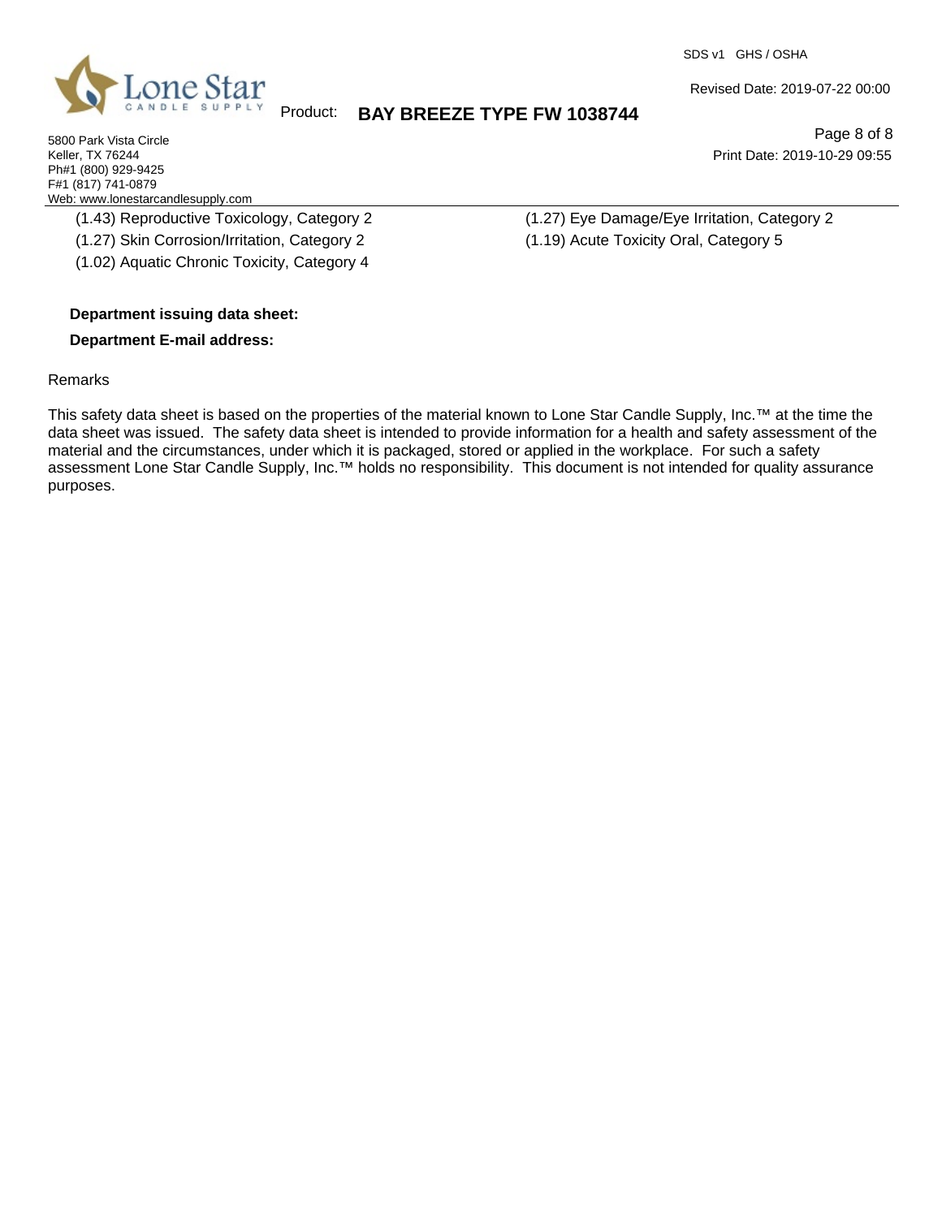(1.43) Reproductive Toxicology, Category 2

(1.27) Eye Damage/Eye Irritation, Category 2

(1.27) Skin Corrosion/Irritation, Category 2

(1.19) Acute Toxicity Oral, Category 5

(1.02) Aquatic Chronic Toxicity, Category 4

**Department issuing data sheet:**

**Department E-mail address:**

Remarks

This safety data sheet is based on the properties of the material known to Lone Star Candle Supply, Inc.™ at the time the data sheet was issued. The safety data sheet is intended to provide information for a health and safety assessment of the material and the circumstances, under which it is packaged, stored or applied in the workplace. For such a safety assessment Lone Star Candle Supply, Inc.™ holds no responsibility. This document is not intended for quality assurance purposes.